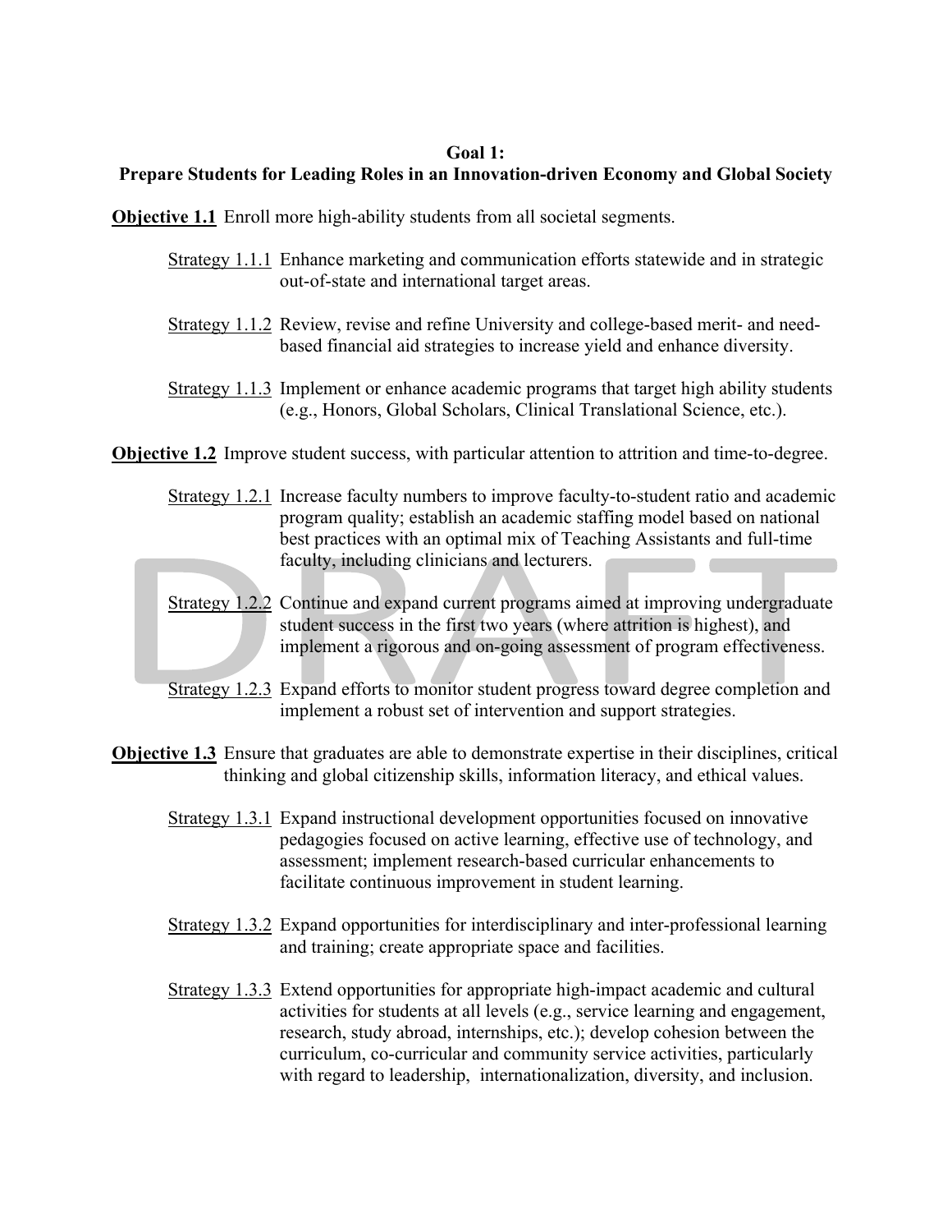## Goal 1:
## Prepare Students for Leading Roles in an Innovation-driven Economy and Global Society

**Objective 1.1** Enroll more high-ability students from all societal segments.

- Strategy 1.1.1 Enhance marketing and communication efforts statewide and in strategic out-of-state and international target areas.

- Strategy 1.1.2 Review, revise and refine University and college-based merit- and need-based financial aid strategies to increase yield and enhance diversity.

- Strategy 1.1.3 Implement or enhance academic programs that target high ability students (e.g., Honors, Global Scholars, Clinical Translational Science, etc.).

**Objective 1.2** Improve student success, with particular attention to attrition and time-to-degree.

- Strategy 1.2.1 Increase faculty numbers to improve faculty-to-student ratio and academic program quality; establish an academic staffing model based on national best practices with an optimal mix of Teaching Assistants and full-time faculty, including clinicians and lecturers.

- Strategy 1.2.2 Continue and expand current programs aimed at improving undergraduate student success in the first two years (where attrition is highest), and implement a rigorous and on-going assessment of program effectiveness.

- Strategy 1.2.3 Expand efforts to monitor student progress toward degree completion and implement a robust set of intervention and support strategies.

**Objective 1.3** Ensure that graduates are able to demonstrate expertise in their disciplines, critical thinking and global citizenship skills, information literacy, and ethical values.

- Strategy 1.3.1 Expand instructional development opportunities focused on innovative pedagogies focused on active learning, effective use of technology, and assessment; implement research-based curricular enhancements to facilitate continuous improvement in student learning.

- Strategy 1.3.2 Expand opportunities for interdisciplinary and inter-professional learning and training; create appropriate space and facilities.

- Strategy 1.3.3 Extend opportunities for appropriate high-impact academic and cultural activities for students at all levels (e.g., service learning and engagement, research, study abroad, internships, etc.); develop cohesion between the curriculum, co-curricular and community service activities, particularly with regard to leadership, internationalization, diversity, and inclusion.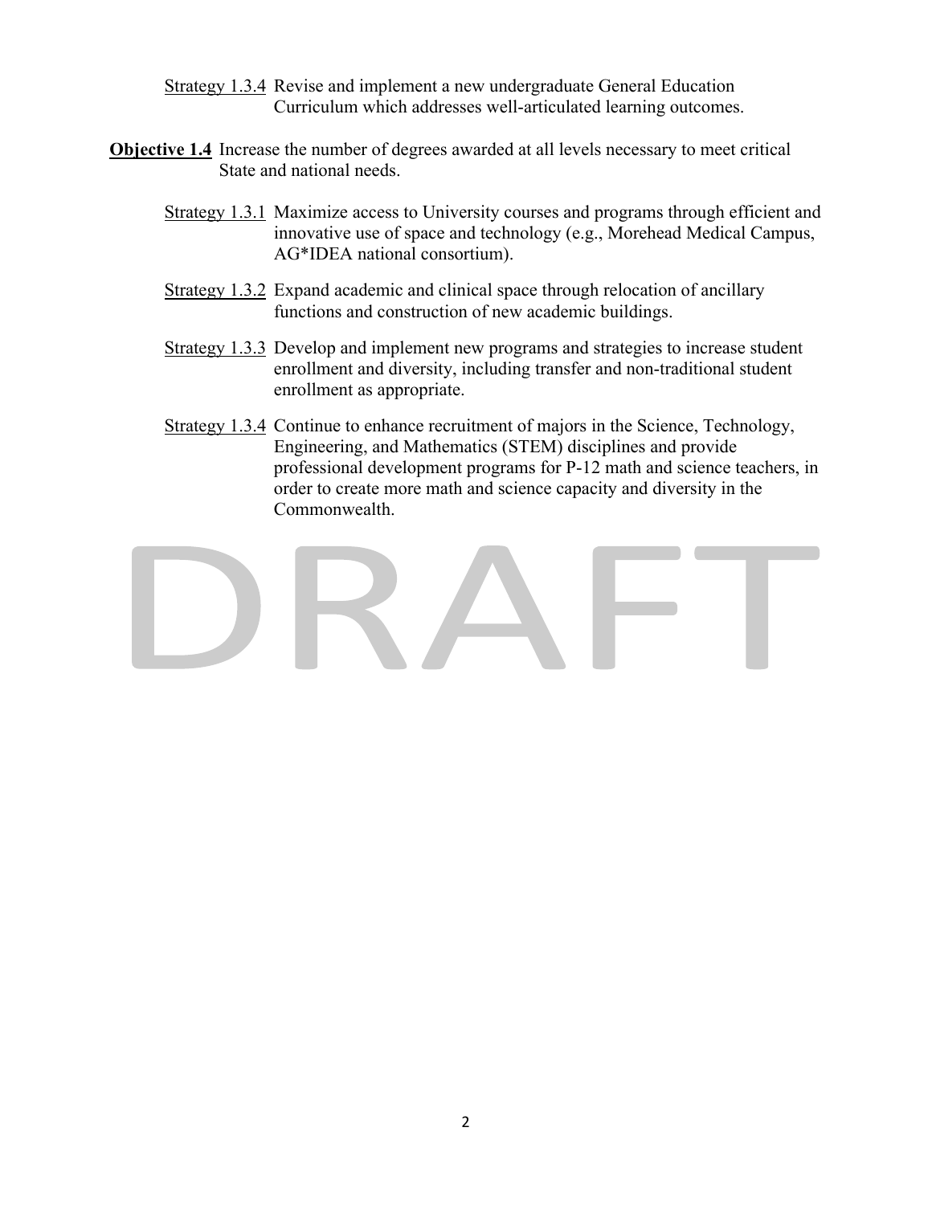<u>Strategy 1.3.4</u> Revise and implement a new undergraduate General Education Curriculum which addresses well-articulated learning outcomes.

**<u>Objective 1.4</u>** Increase the number of degrees awarded at all levels necessary to meet critical State and national needs.

<u>Strategy 1.3.1</u> Maximize access to University courses and programs through efficient and innovative use of space and technology (e.g., Morehead Medical Campus, AG*IDEA national consortium).

<u>Strategy 1.3.2</u> Expand academic and clinical space through relocation of ancillary functions and construction of new academic buildings.

<u>Strategy 1.3.3</u> Develop and implement new programs and strategies to increase student enrollment and diversity, including transfer and non-traditional student enrollment as appropriate.

<u>Strategy 1.3.4</u> Continue to enhance recruitment of majors in the Science, Technology, Engineering, and Mathematics (STEM) disciplines and provide professional development programs for P-12 math and science teachers, in order to create more math and science capacity and diversity in the Commonwealth.

DRAFT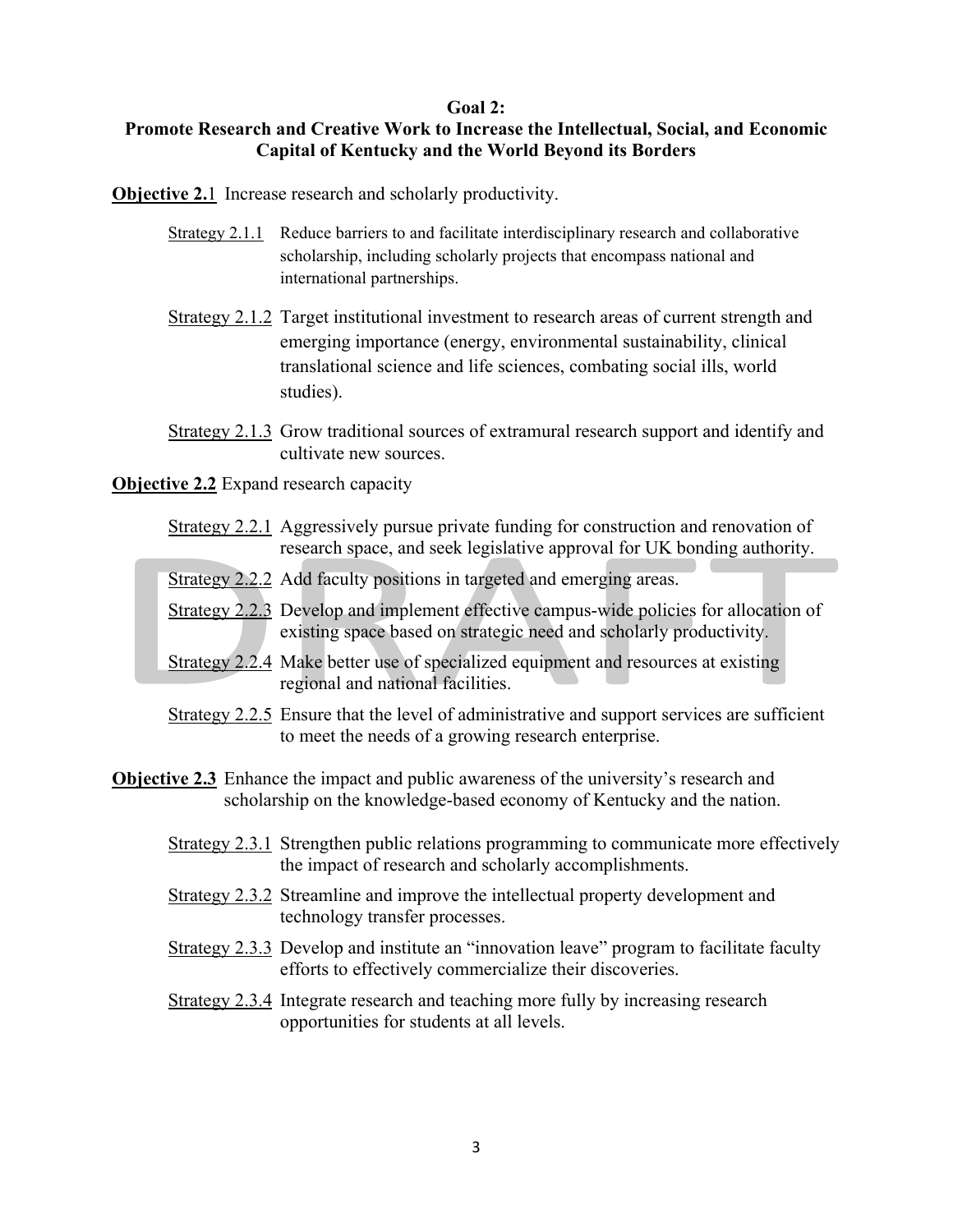## Goal 2:
## Promote Research and Creative Work to Increase the Intellectual, Social, and Economic Capital of Kentucky and the World Beyond its Borders

**Objective 2.1** Increase research and scholarly productivity.

- Strategy 2.1.1 Reduce barriers to and facilitate interdisciplinary research and collaborative scholarship, including scholarly projects that encompass national and international partnerships.
- Strategy 2.1.2 Target institutional investment to research areas of current strength and emerging importance (energy, environmental sustainability, clinical translational science and life sciences, combating social ills, world studies).
- Strategy 2.1.3 Grow traditional sources of extramural research support and identify and cultivate new sources.

**Objective 2.2** Expand research capacity

- Strategy 2.2.1 Aggressively pursue private funding for construction and renovation of research space, and seek legislative approval for UK bonding authority.
- Strategy 2.2.2 Add faculty positions in targeted and emerging areas.
- Strategy 2.2.3 Develop and implement effective campus-wide policies for allocation of existing space based on strategic need and scholarly productivity.
- Strategy 2.2.4 Make better use of specialized equipment and resources at existing regional and national facilities.
- Strategy 2.2.5 Ensure that the level of administrative and support services are sufficient to meet the needs of a growing research enterprise.

**Objective 2.3** Enhance the impact and public awareness of the university's research and scholarship on the knowledge-based economy of Kentucky and the nation.

- Strategy 2.3.1 Strengthen public relations programming to communicate more effectively the impact of research and scholarly accomplishments.
- Strategy 2.3.2 Streamline and improve the intellectual property development and technology transfer processes.
- Strategy 2.3.3 Develop and institute an "innovation leave" program to facilitate faculty efforts to effectively commercialize their discoveries.
- Strategy 2.3.4 Integrate research and teaching more fully by increasing research opportunities for students at all levels.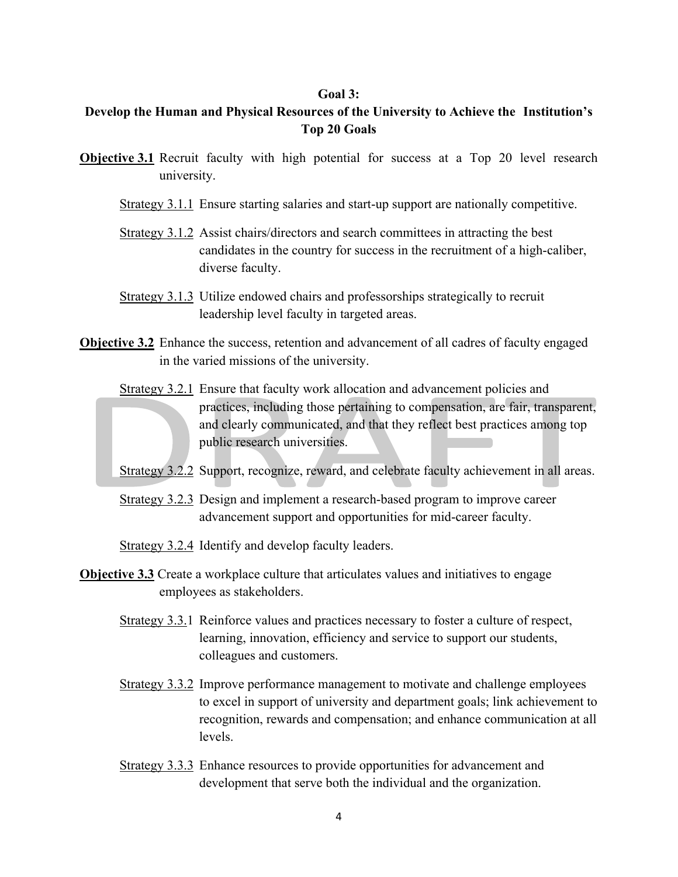**Goal 3:**

**Develop the Human and Physical Resources of the University to Achieve the Institution's Top 20 Goals**

**Objective 3.1** Recruit faculty with high potential for success at a Top 20 level research university.

Strategy 3.1.1 Ensure starting salaries and start-up support are nationally competitive.

Strategy 3.1.2 Assist chairs/directors and search committees in attracting the best candidates in the country for success in the recruitment of a high-caliber, diverse faculty.

Strategy 3.1.3 Utilize endowed chairs and professorships strategically to recruit leadership level faculty in targeted areas.

**Objective 3.2** Enhance the success, retention and advancement of all cadres of faculty engaged in the varied missions of the university.

Strategy 3.2.1 Ensure that faculty work allocation and advancement policies and practices, including those pertaining to compensation, are fair, transparent, and clearly communicated, and that they reflect best practices among top public research universities.

Strategy 3.2.2 Support, recognize, reward, and celebrate faculty achievement in all areas.

Strategy 3.2.3 Design and implement a research-based program to improve career advancement support and opportunities for mid-career faculty.

Strategy 3.2.4 Identify and develop faculty leaders.

**Objective 3.3** Create a workplace culture that articulates values and initiatives to engage employees as stakeholders.

Strategy 3.3.1 Reinforce values and practices necessary to foster a culture of respect, learning, innovation, efficiency and service to support our students, colleagues and customers.

Strategy 3.3.2 Improve performance management to motivate and challenge employees to excel in support of university and department goals; link achievement to recognition, rewards and compensation; and enhance communication at all levels.

Strategy 3.3.3 Enhance resources to provide opportunities for advancement and development that serve both the individual and the organization.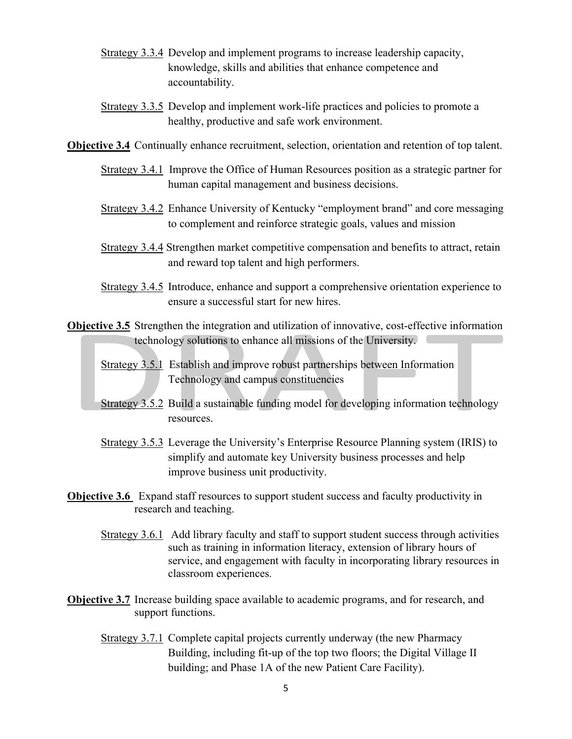Strategy 3.3.4 Develop and implement programs to increase leadership capacity, knowledge, skills and abilities that enhance competence and accountability.

Strategy 3.3.5 Develop and implement work-life practices and policies to promote a healthy, productive and safe work environment.

**Objective 3.4** Continually enhance recruitment, selection, orientation and retention of top talent.

Strategy 3.4.1 Improve the Office of Human Resources position as a strategic partner for human capital management and business decisions.

Strategy 3.4.2 Enhance University of Kentucky "employment brand" and core messaging to complement and reinforce strategic goals, values and mission

Strategy 3.4.4 Strengthen market competitive compensation and benefits to attract, retain and reward top talent and high performers.

Strategy 3.4.5 Introduce, enhance and support a comprehensive orientation experience to ensure a successful start for new hires.

**Objective 3.5** Strengthen the integration and utilization of innovative, cost-effective information technology solutions to enhance all missions of the University.

Strategy 3.5.1 Establish and improve robust partnerships between Information Technology and campus constituencies

Strategy 3.5.2 Build a sustainable funding model for developing information technology resources.

Strategy 3.5.3 Leverage the University's Enterprise Resource Planning system (IRIS) to simplify and automate key University business processes and help improve business unit productivity.

**Objective 3.6** Expand staff resources to support student success and faculty productivity in research and teaching.

Strategy 3.6.1 Add library faculty and staff to support student success through activities such as training in information literacy, extension of library hours of service, and engagement with faculty in incorporating library resources in classroom experiences.

**Objective 3.7** Increase building space available to academic programs, and for research, and support functions.

Strategy 3.7.1 Complete capital projects currently underway (the new Pharmacy Building, including fit-up of the top two floors; the Digital Village II building; and Phase 1A of the new Patient Care Facility).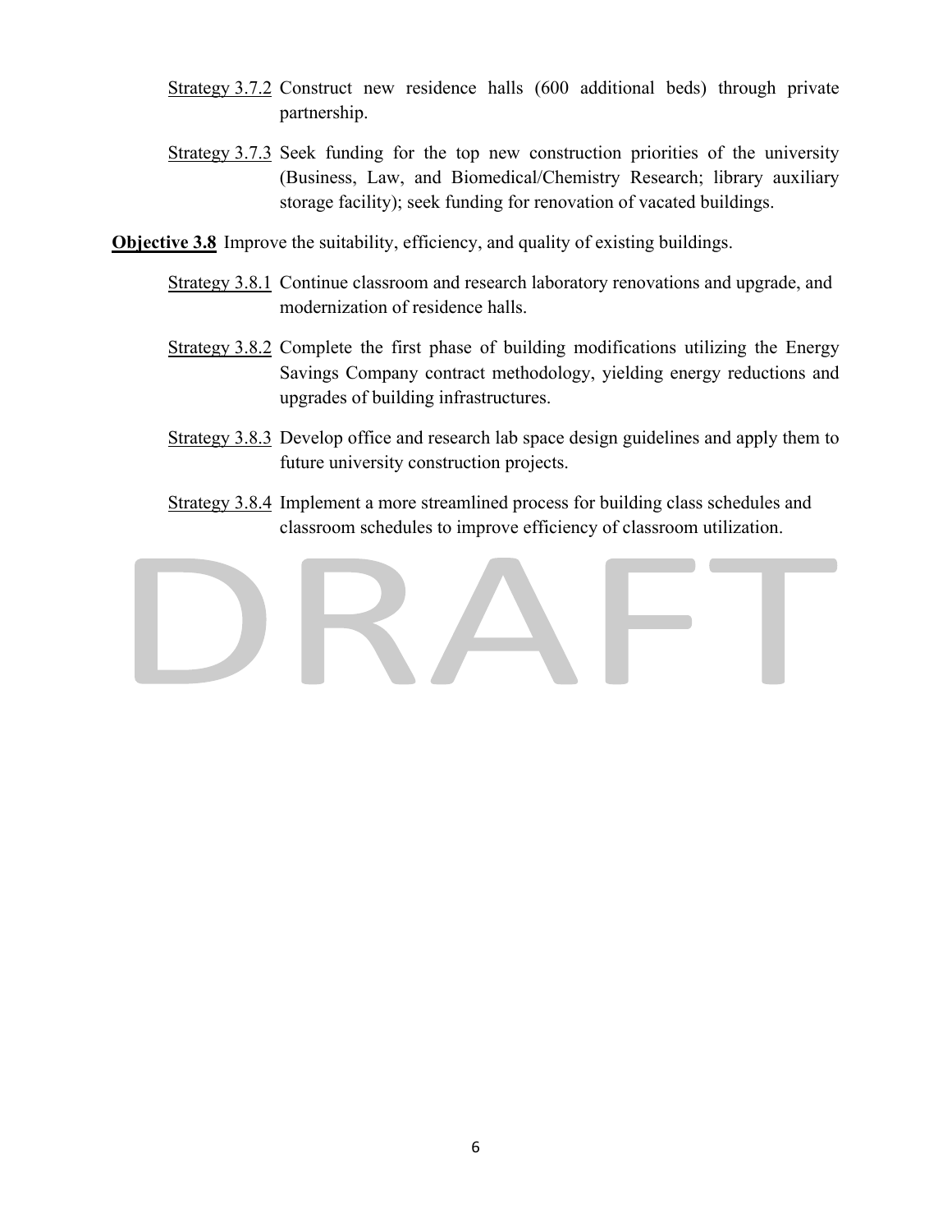Strategy 3.7.2 Construct new residence halls (600 additional beds) through private partnership.

Strategy 3.7.3 Seek funding for the top new construction priorities of the university (Business, Law, and Biomedical/Chemistry Research; library auxiliary storage facility); seek funding for renovation of vacated buildings.

**Objective 3.8** Improve the suitability, efficiency, and quality of existing buildings.

Strategy 3.8.1 Continue classroom and research laboratory renovations and upgrade, and modernization of residence halls.

Strategy 3.8.2 Complete the first phase of building modifications utilizing the Energy Savings Company contract methodology, yielding energy reductions and upgrades of building infrastructures.

Strategy 3.8.3 Develop office and research lab space design guidelines and apply them to future university construction projects.

Strategy 3.8.4 Implement a more streamlined process for building class schedules and classroom schedules to improve efficiency of classroom utilization.

DRAFT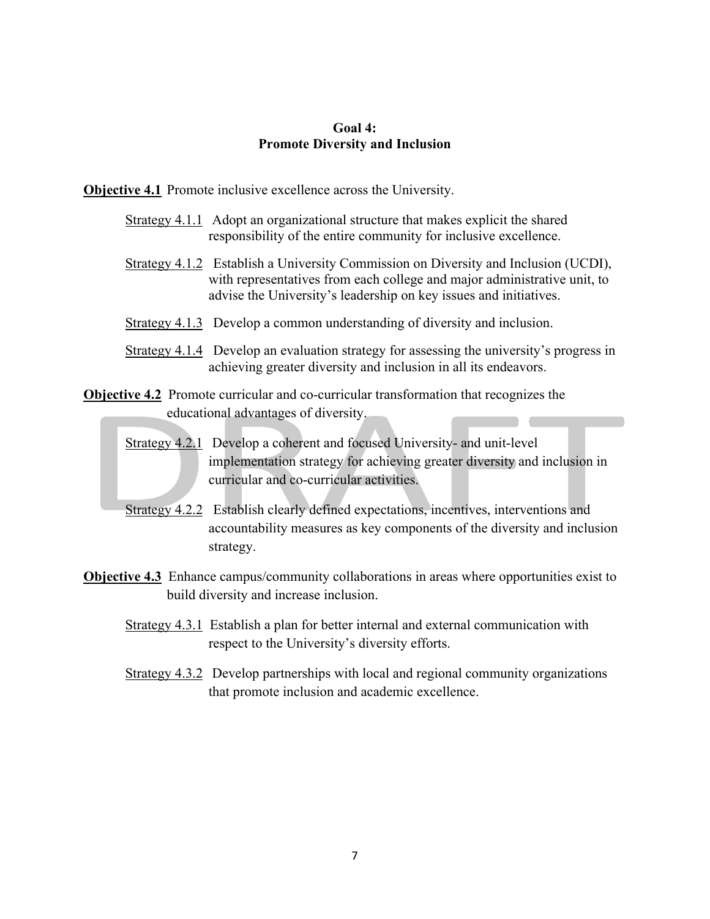## Goal 4: Promote Diversity and Inclusion

**Objective 4.1** Promote inclusive excellence across the University.

- Strategy 4.1.1 Adopt an organizational structure that makes explicit the shared responsibility of the entire community for inclusive excellence.
- Strategy 4.1.2 Establish a University Commission on Diversity and Inclusion (UCDI), with representatives from each college and major administrative unit, to advise the University's leadership on key issues and initiatives.
- Strategy 4.1.3 Develop a common understanding of diversity and inclusion.
- Strategy 4.1.4 Develop an evaluation strategy for assessing the university's progress in achieving greater diversity and inclusion in all its endeavors.

**Objective 4.2** Promote curricular and co-curricular transformation that recognizes the educational advantages of diversity.

- Strategy 4.2.1 Develop a coherent and focused University- and unit-level implementation strategy for achieving greater diversity and inclusion in curricular and co-curricular activities.
- Strategy 4.2.2 Establish clearly defined expectations, incentives, interventions and accountability measures as key components of the diversity and inclusion strategy.

**Objective 4.3** Enhance campus/community collaborations in areas where opportunities exist to build diversity and increase inclusion.

- Strategy 4.3.1 Establish a plan for better internal and external communication with respect to the University's diversity efforts.
- Strategy 4.3.2 Develop partnerships with local and regional community organizations that promote inclusion and academic excellence.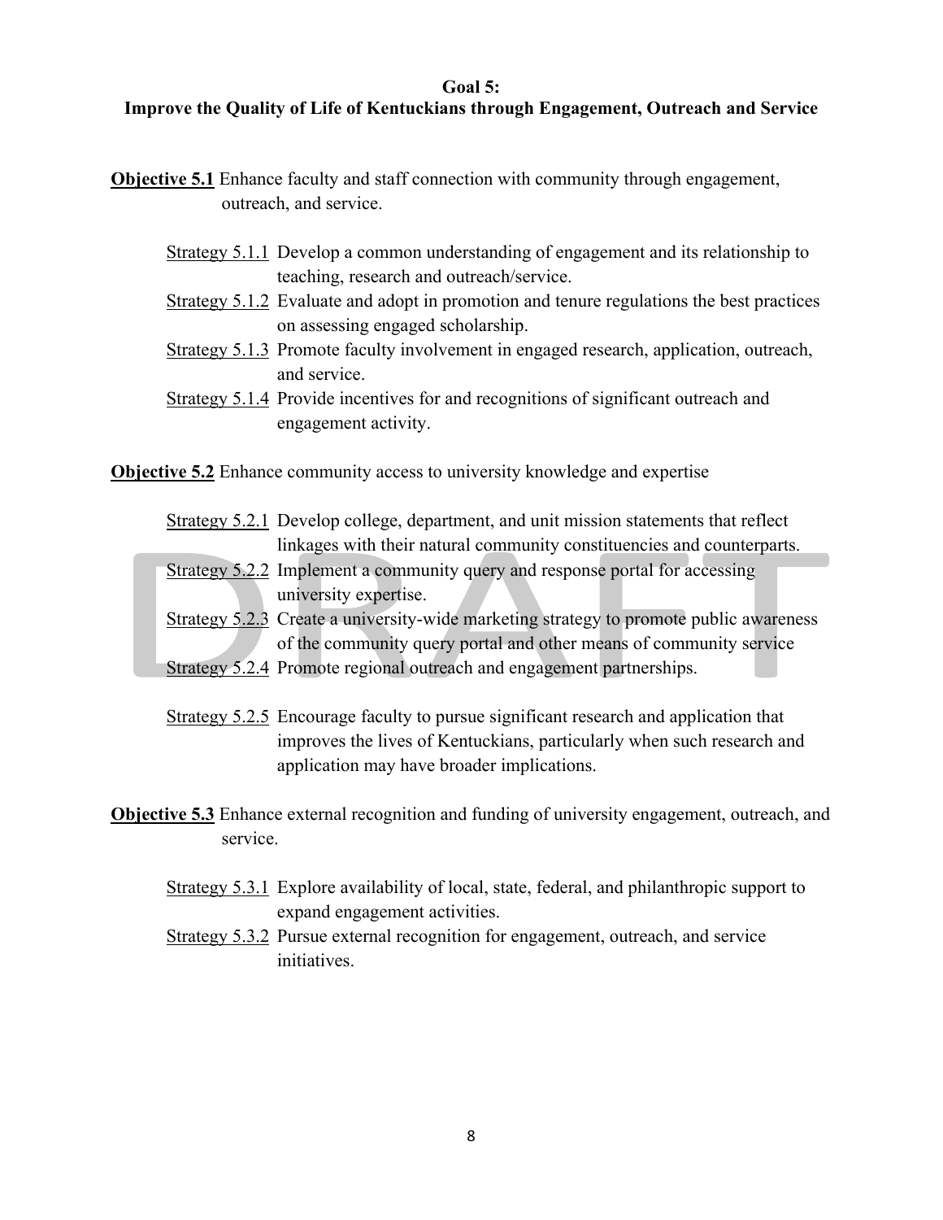## Goal 5:
## Improve the Quality of Life of Kentuckians through Engagement, Outreach and Service

**Objective 5.1** Enhance faculty and staff connection with community through engagement, outreach, and service.

- Strategy 5.1.1 Develop a common understanding of engagement and its relationship to teaching, research and outreach/service.
- Strategy 5.1.2 Evaluate and adopt in promotion and tenure regulations the best practices on assessing engaged scholarship.
- Strategy 5.1.3 Promote faculty involvement in engaged research, application, outreach, and service.
- Strategy 5.1.4 Provide incentives for and recognitions of significant outreach and engagement activity.

**Objective 5.2** Enhance community access to university knowledge and expertise

- Strategy 5.2.1 Develop college, department, and unit mission statements that reflect linkages with their natural community constituencies and counterparts.
- Strategy 5.2.2 Implement a community query and response portal for accessing university expertise.
- Strategy 5.2.3 Create a university-wide marketing strategy to promote public awareness of the community query portal and other means of community service
- Strategy 5.2.4 Promote regional outreach and engagement partnerships.
- Strategy 5.2.5 Encourage faculty to pursue significant research and application that improves the lives of Kentuckians, particularly when such research and application may have broader implications.

**Objective 5.3** Enhance external recognition and funding of university engagement, outreach, and service.

- Strategy 5.3.1 Explore availability of local, state, federal, and philanthropic support to expand engagement activities.
- Strategy 5.3.2 Pursue external recognition for engagement, outreach, and service initiatives.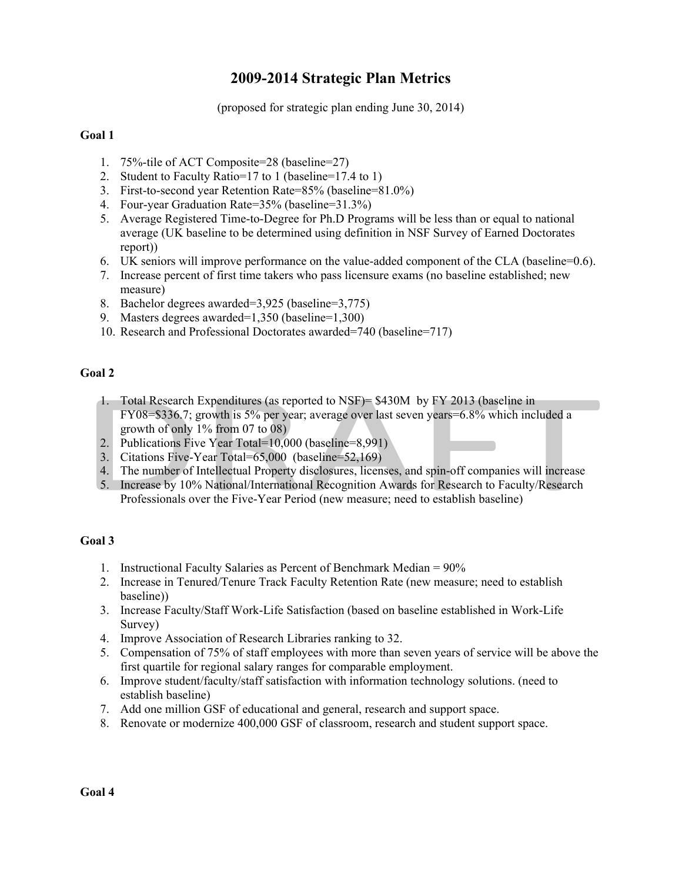# 2009-2014 Strategic Plan Metrics

(proposed for strategic plan ending June 30, 2014)

**Goal 1**

1. 75%-tile of ACT Composite=28 (baseline=27)
2. Student to Faculty Ratio=17 to 1 (baseline=17.4 to 1)
3. First-to-second year Retention Rate=85% (baseline=81.0%)
4. Four-year Graduation Rate=35% (baseline=31.3%)
5. Average Registered Time-to-Degree for Ph.D Programs will be less than or equal to national average (UK baseline to be determined using definition in NSF Survey of Earned Doctorates report))
6. UK seniors will improve performance on the value-added component of the CLA (baseline=0.6).
7. Increase percent of first time takers who pass licensure exams (no baseline established; new measure)
8. Bachelor degrees awarded=3,925 (baseline=3,775)
9. Masters degrees awarded=1,350 (baseline=1,300)
10. Research and Professional Doctorates awarded=740 (baseline=717)

**Goal 2**

1. Total Research Expenditures (as reported to NSF)= $430M by FY 2013 (baseline in FY08=$336.7; growth is 5% per year; average over last seven years=6.8% which included a growth of only 1% from 07 to 08)
2. Publications Five Year Total=10,000 (baseline=8,991)
3. Citations Five-Year Total=65,000 (baseline=52,169)
4. The number of Intellectual Property disclosures, licenses, and spin-off companies will increase
5. Increase by 10% National/International Recognition Awards for Research to Faculty/Research Professionals over the Five-Year Period (new measure; need to establish baseline)

**Goal 3**

1. Instructional Faculty Salaries as Percent of Benchmark Median = 90%
2. Increase in Tenured/Tenure Track Faculty Retention Rate (new measure; need to establish baseline))
3. Increase Faculty/Staff Work-Life Satisfaction (based on baseline established in Work-Life Survey)
4. Improve Association of Research Libraries ranking to 32.
5. Compensation of 75% of staff employees with more than seven years of service will be above the first quartile for regional salary ranges for comparable employment.
6. Improve student/faculty/staff satisfaction with information technology solutions. (need to establish baseline)
7. Add one million GSF of educational and general, research and support space.
8. Renovate or modernize 400,000 GSF of classroom, research and student support space.

**Goal 4**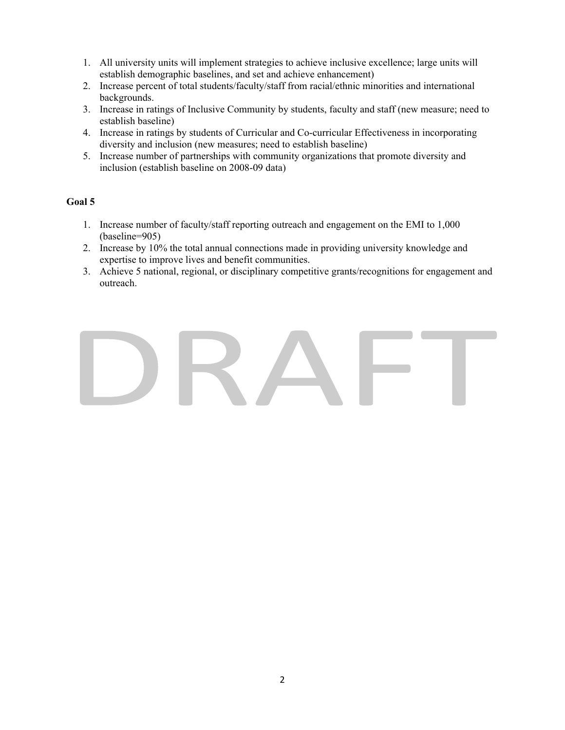1. All university units will implement strategies to achieve inclusive excellence; large units will establish demographic baselines, and set and achieve enhancement)
2. Increase percent of total students/faculty/staff from racial/ethnic minorities and international backgrounds.
3. Increase in ratings of Inclusive Community by students, faculty and staff (new measure; need to establish baseline)
4. Increase in ratings by students of Curricular and Co-curricular Effectiveness in incorporating diversity and inclusion (new measures; need to establish baseline)
5. Increase number of partnerships with community organizations that promote diversity and inclusion (establish baseline on 2008-09 data)

**Goal 5**

1. Increase number of faculty/staff reporting outreach and engagement on the EMI to 1,000 (baseline=905)
2. Increase by 10% the total annual connections made in providing university knowledge and expertise to improve lives and benefit communities.
3. Achieve 5 national, regional, or disciplinary competitive grants/recognitions for engagement and outreach.

DRAFT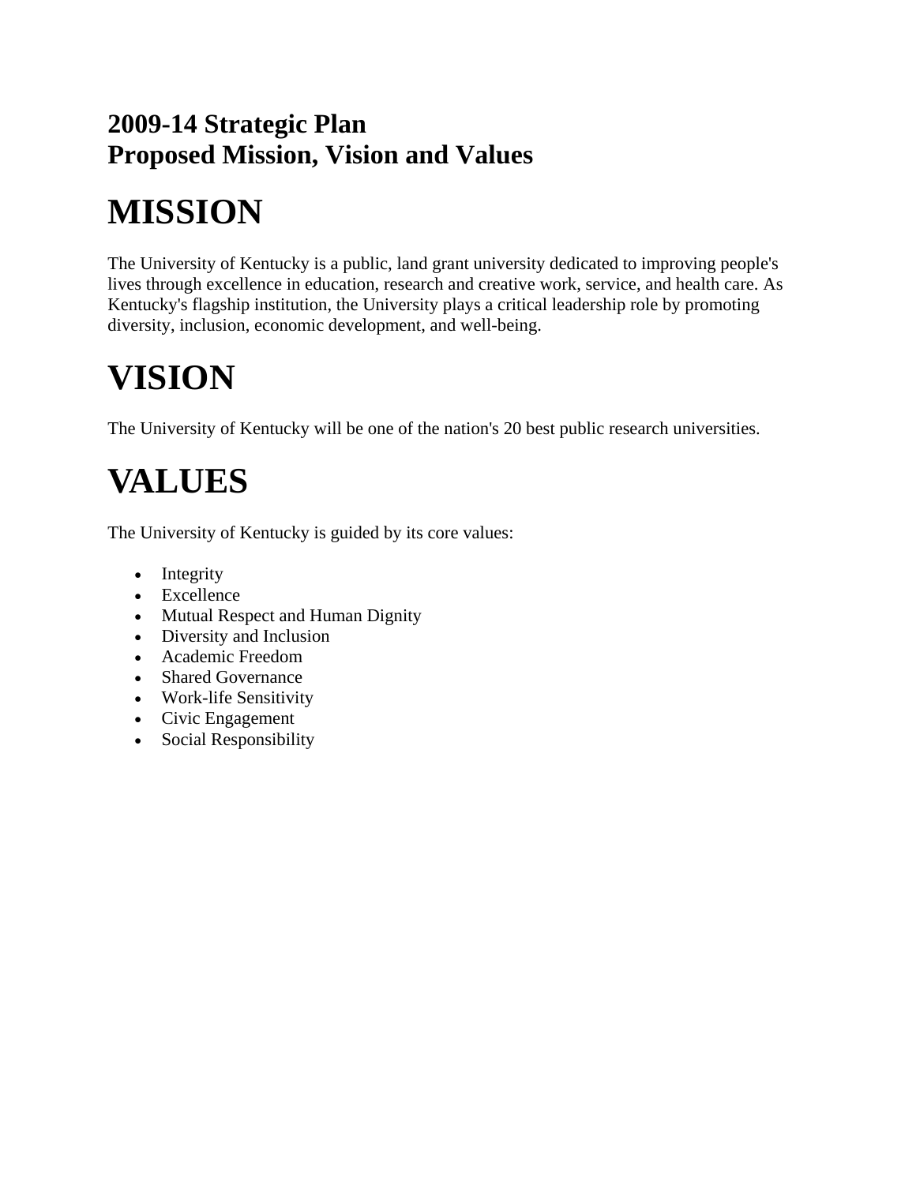## 2009-14 Strategic Plan
## Proposed Mission, Vision and Values

# MISSION

The University of Kentucky is a public, land grant university dedicated to improving people's lives through excellence in education, research and creative work, service, and health care. As Kentucky's flagship institution, the University plays a critical leadership role by promoting diversity, inclusion, economic development, and well-being.

# VISION

The University of Kentucky will be one of the nation's 20 best public research universities.

# VALUES

The University of Kentucky is guided by its core values:

- Integrity
- Excellence
- Mutual Respect and Human Dignity
- Diversity and Inclusion
- Academic Freedom
- Shared Governance
- Work-life Sensitivity
- Civic Engagement
- Social Responsibility